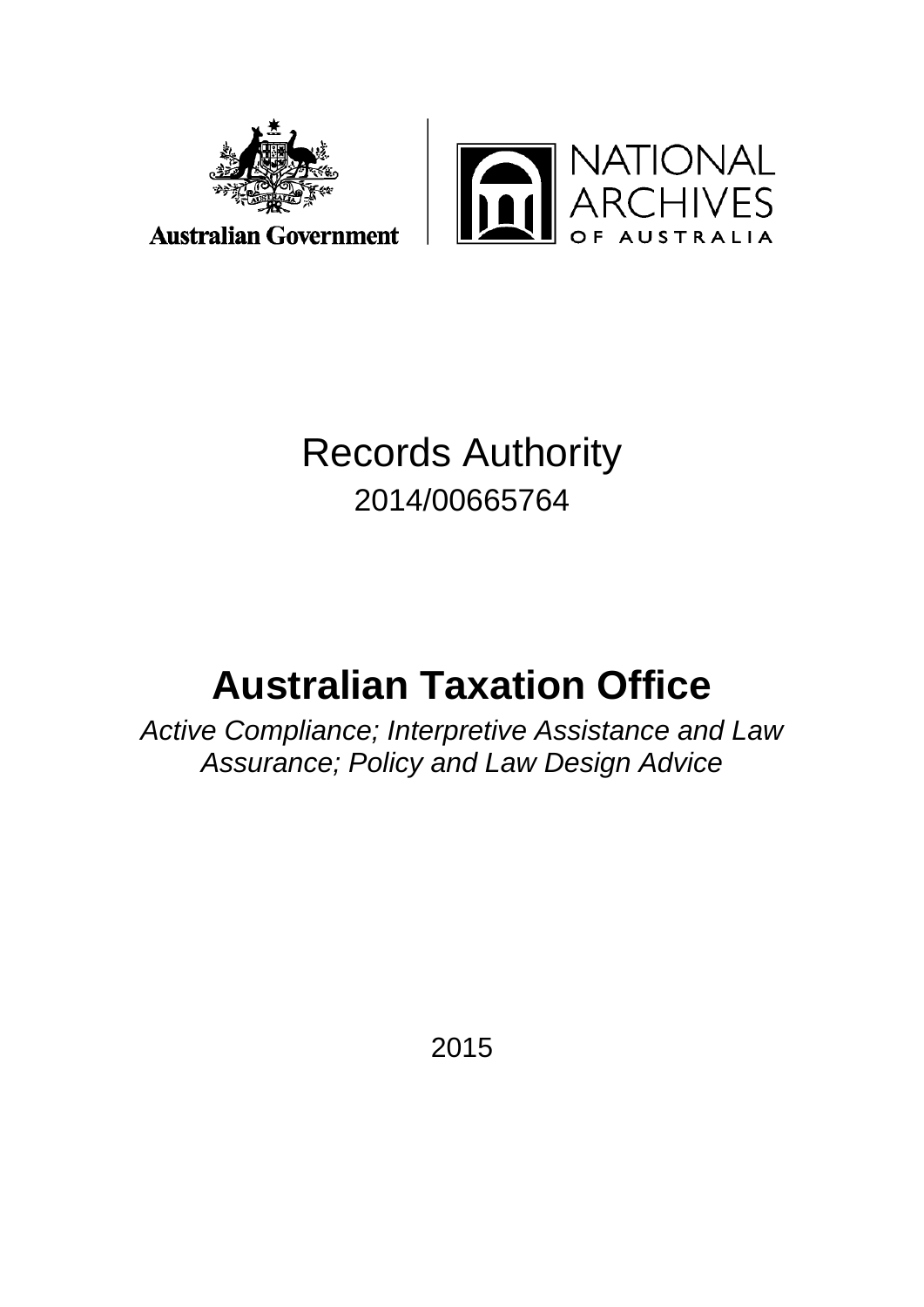Australian Government

NATIONAL ARCHIVES OF AUSTRALIA

# Records Authority

2014/00665764

# Australian Taxation Office

*Active Compliance; Interpretive Assistance and Law Assurance; Policy and Law Design Advice*

2015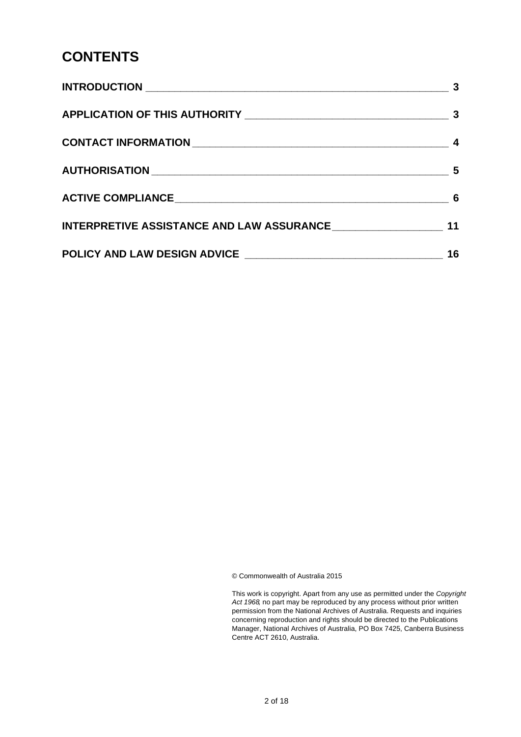# CONTENTS

| | |
|---|---|
| **INTRODUCTION** | **3** |
| **APPLICATION OF THIS AUTHORITY** | **3** |
| **CONTACT INFORMATION** | **4** |
| **AUTHORISATION** | **5** |
| **ACTIVE COMPLIANCE** | **6** |
| **INTERPRETIVE ASSISTANCE AND LAW ASSURANCE** | **11** |
| **POLICY AND LAW DESIGN ADVICE** | **16** |

© Commonwealth of Australia 2015

This work is copyright. Apart from any use as permitted under the *Copyright Act 1968*, no part may be reproduced by any process without prior written permission from the National Archives of Australia. Requests and inquiries concerning reproduction and rights should be directed to the Publications Manager, National Archives of Australia, PO Box 7425, Canberra Business Centre ACT 2610, Australia.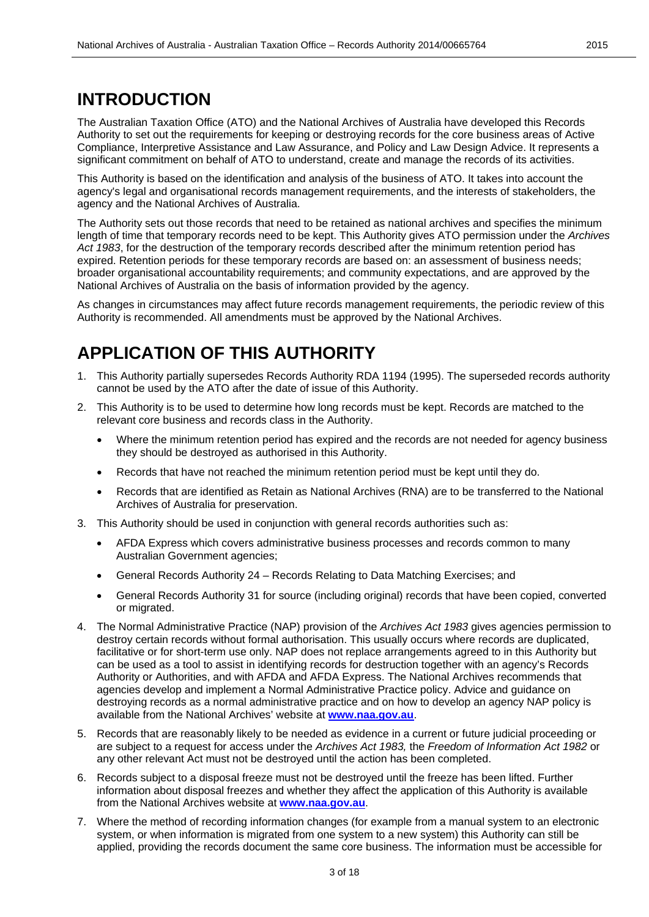# INTRODUCTION

The Australian Taxation Office (ATO) and the National Archives of Australia have developed this Records Authority to set out the requirements for keeping or destroying records for the core business areas of Active Compliance, Interpretive Assistance and Law Assurance, and Policy and Law Design Advice. It represents a significant commitment on behalf of ATO to understand, create and manage the records of its activities.

This Authority is based on the identification and analysis of the business of ATO. It takes into account the agency's legal and organisational records management requirements, and the interests of stakeholders, the agency and the National Archives of Australia.

The Authority sets out those records that need to be retained as national archives and specifies the minimum length of time that temporary records need to be kept. This Authority gives ATO permission under the *Archives Act 1983*, for the destruction of the temporary records described after the minimum retention period has expired. Retention periods for these temporary records are based on: an assessment of business needs; broader organisational accountability requirements; and community expectations, and are approved by the National Archives of Australia on the basis of information provided by the agency.

As changes in circumstances may affect future records management requirements, the periodic review of this Authority is recommended. All amendments must be approved by the National Archives.

# APPLICATION OF THIS AUTHORITY

1. This Authority partially supersedes Records Authority RDA 1194 (1995). The superseded records authority cannot be used by the ATO after the date of issue of this Authority.
2. This Authority is to be used to determine how long records must be kept. Records are matched to the relevant core business and records class in the Authority.
   - Where the minimum retention period has expired and the records are not needed for agency business they should be destroyed as authorised in this Authority.
   - Records that have not reached the minimum retention period must be kept until they do.
   - Records that are identified as Retain as National Archives (RNA) are to be transferred to the National Archives of Australia for preservation.
3. This Authority should be used in conjunction with general records authorities such as:
   - AFDA Express which covers administrative business processes and records common to many Australian Government agencies;
   - General Records Authority 24 – Records Relating to Data Matching Exercises; and
   - General Records Authority 31 for source (including original) records that have been copied, converted or migrated.
4. The Normal Administrative Practice (NAP) provision of the *Archives Act 1983* gives agencies permission to destroy certain records without formal authorisation. This usually occurs where records are duplicated, facilitative or for short-term use only. NAP does not replace arrangements agreed to in this Authority but can be used as a tool to assist in identifying records for destruction together with an agency's Records Authority or Authorities, and with AFDA and AFDA Express. The National Archives recommends that agencies develop and implement a Normal Administrative Practice policy. Advice and guidance on destroying records as a normal administrative practice and on how to develop an agency NAP policy is available from the National Archives' website at **www.naa.gov.au**.
5. Records that are reasonably likely to be needed as evidence in a current or future judicial proceeding or are subject to a request for access under the *Archives Act 1983,* the *Freedom of Information Act 1982* or any other relevant Act must not be destroyed until the action has been completed.
6. Records subject to a disposal freeze must not be destroyed until the freeze has been lifted. Further information about disposal freezes and whether they affect the application of this Authority is available from the National Archives website at **www.naa.gov.au**.
7. Where the method of recording information changes (for example from a manual system to an electronic system, or when information is migrated from one system to a new system) this Authority can still be applied, providing the records document the same core business. The information must be accessible for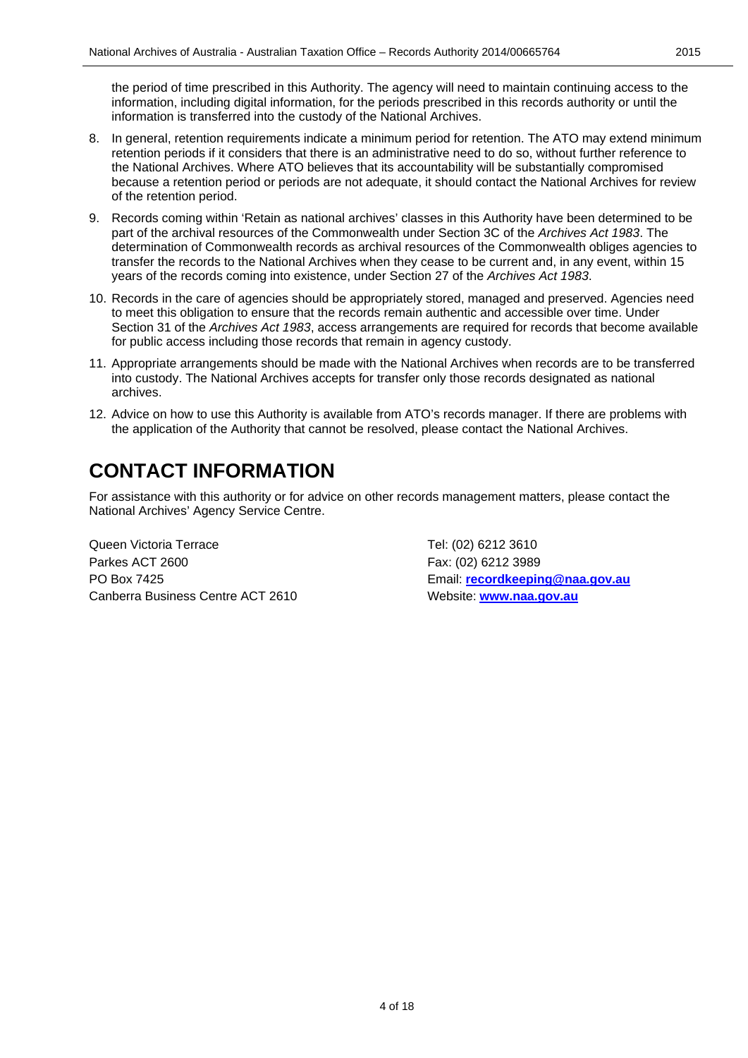the period of time prescribed in this Authority. The agency will need to maintain continuing access to the information, including digital information, for the periods prescribed in this records authority or until the information is transferred into the custody of the National Archives.

8. In general, retention requirements indicate a minimum period for retention. The ATO may extend minimum retention periods if it considers that there is an administrative need to do so, without further reference to the National Archives. Where ATO believes that its accountability will be substantially compromised because a retention period or periods are not adequate, it should contact the National Archives for review of the retention period.
9. Records coming within 'Retain as national archives' classes in this Authority have been determined to be part of the archival resources of the Commonwealth under Section 3C of the *Archives Act 1983*. The determination of Commonwealth records as archival resources of the Commonwealth obliges agencies to transfer the records to the National Archives when they cease to be current and, in any event, within 15 years of the records coming into existence, under Section 27 of the *Archives Act 1983*.
10. Records in the care of agencies should be appropriately stored, managed and preserved. Agencies need to meet this obligation to ensure that the records remain authentic and accessible over time. Under Section 31 of the *Archives Act 1983*, access arrangements are required for records that become available for public access including those records that remain in agency custody.
11. Appropriate arrangements should be made with the National Archives when records are to be transferred into custody. The National Archives accepts for transfer only those records designated as national archives.
12. Advice on how to use this Authority is available from ATO's records manager. If there are problems with the application of the Authority that cannot be resolved, please contact the National Archives.

# CONTACT INFORMATION

For assistance with this authority or for advice on other records management matters, please contact the National Archives' Agency Service Centre.

Queen Victoria Terrace
Parkes ACT 2600
PO Box 7425
Canberra Business Centre ACT 2610

Tel: (02) 6212 3610
Fax: (02) 6212 3989
Email: **recordkeeping@naa.gov.au**
Website: **www.naa.gov.au**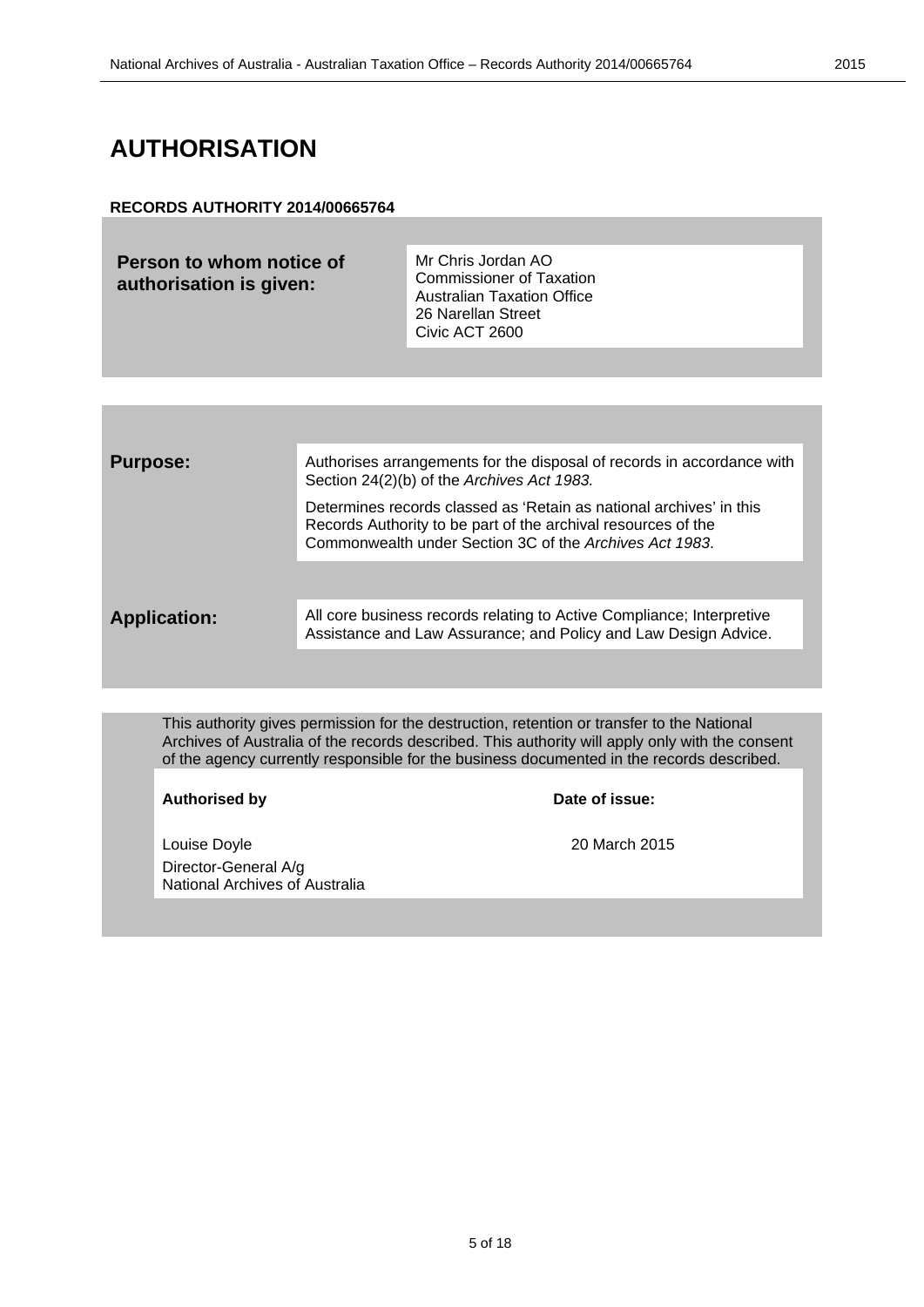# AUTHORISATION

**RECORDS AUTHORITY 2014/00665764**

| **Person to whom notice of authorisation is given:** | Mr Chris Jordan AO<br>Commissioner of Taxation<br>Australian Taxation Office<br>26 Narellan Street<br>Civic ACT 2600 |
|---|---|

| | |
|---|---|
| **Purpose:** | Authorises arrangements for the disposal of records in accordance with Section 24(2)(b) of the *Archives Act 1983.*<br><br>Determines records classed as 'Retain as national archives' in this Records Authority to be part of the archival resources of the Commonwealth under Section 3C of the *Archives Act 1983*. |
| **Application:** | All core business records relating to Active Compliance; Interpretive Assistance and Law Assurance; and Policy and Law Design Advice. |

This authority gives permission for the destruction, retention or transfer to the National Archives of Australia of the records described. This authority will apply only with the consent of the agency currently responsible for the business documented in the records described.

| **Authorised by** | **Date of issue:** |
|---|---|
| Louise Doyle<br>Director-General A/g<br>National Archives of Australia | 20 March 2015 |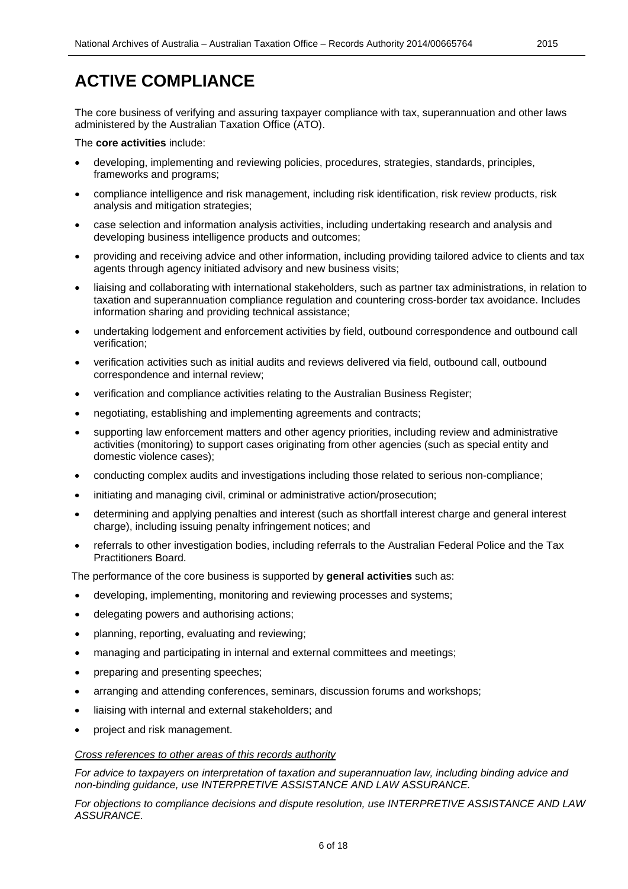# ACTIVE COMPLIANCE

The core business of verifying and assuring taxpayer compliance with tax, superannuation and other laws administered by the Australian Taxation Office (ATO).

The **core activities** include:

- developing, implementing and reviewing policies, procedures, strategies, standards, principles, frameworks and programs;
- compliance intelligence and risk management, including risk identification, risk review products, risk analysis and mitigation strategies;
- case selection and information analysis activities, including undertaking research and analysis and developing business intelligence products and outcomes;
- providing and receiving advice and other information, including providing tailored advice to clients and tax agents through agency initiated advisory and new business visits;
- liaising and collaborating with international stakeholders, such as partner tax administrations, in relation to taxation and superannuation compliance regulation and countering cross-border tax avoidance. Includes information sharing and providing technical assistance;
- undertaking lodgement and enforcement activities by field, outbound correspondence and outbound call verification;
- verification activities such as initial audits and reviews delivered via field, outbound call, outbound correspondence and internal review;
- verification and compliance activities relating to the Australian Business Register;
- negotiating, establishing and implementing agreements and contracts;
- supporting law enforcement matters and other agency priorities, including review and administrative activities (monitoring) to support cases originating from other agencies (such as special entity and domestic violence cases);
- conducting complex audits and investigations including those related to serious non-compliance;
- initiating and managing civil, criminal or administrative action/prosecution;
- determining and applying penalties and interest (such as shortfall interest charge and general interest charge), including issuing penalty infringement notices; and
- referrals to other investigation bodies, including referrals to the Australian Federal Police and the Tax Practitioners Board.

The performance of the core business is supported by **general activities** such as:

- developing, implementing, monitoring and reviewing processes and systems;
- delegating powers and authorising actions;
- planning, reporting, evaluating and reviewing;
- managing and participating in internal and external committees and meetings;
- preparing and presenting speeches;
- arranging and attending conferences, seminars, discussion forums and workshops;
- liaising with internal and external stakeholders; and
- project and risk management.

*Cross references to other areas of this records authority*

*For advice to taxpayers on interpretation of taxation and superannuation law, including binding advice and non-binding guidance, use INTERPRETIVE ASSISTANCE AND LAW ASSURANCE.*

*For objections to compliance decisions and dispute resolution, use INTERPRETIVE ASSISTANCE AND LAW ASSURANCE.*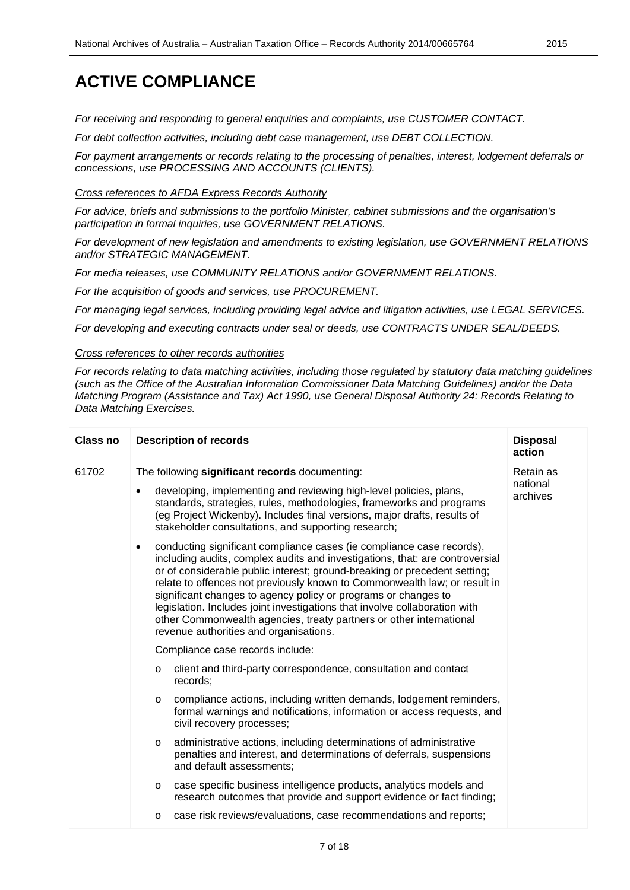# ACTIVE COMPLIANCE

*For receiving and responding to general enquiries and complaints, use CUSTOMER CONTACT.*

*For debt collection activities, including debt case management, use DEBT COLLECTION.*

*For payment arrangements or records relating to the processing of penalties, interest, lodgement deferrals or concessions, use PROCESSING AND ACCOUNTS (CLIENTS).*

*<u>Cross references to AFDA Express Records Authority</u>*

*For advice, briefs and submissions to the portfolio Minister, cabinet submissions and the organisation's participation in formal inquiries, use GOVERNMENT RELATIONS.*

*For development of new legislation and amendments to existing legislation, use GOVERNMENT RELATIONS and/or STRATEGIC MANAGEMENT.*

*For media releases, use COMMUNITY RELATIONS and/or GOVERNMENT RELATIONS.*

*For the acquisition of goods and services, use PROCUREMENT.*

*For managing legal services, including providing legal advice and litigation activities, use LEGAL SERVICES.*

*For developing and executing contracts under seal or deeds, use CONTRACTS UNDER SEAL/DEEDS.*

*<u>Cross references to other records authorities</u>*

*For records relating to data matching activities, including those regulated by statutory data matching guidelines (such as the Office of the Australian Information Commissioner Data Matching Guidelines) and/or the Data Matching Program (Assistance and Tax) Act 1990, use General Disposal Authority 24: Records Relating to Data Matching Exercises.*

| Class no | Description of records | Disposal action |
|---|---|---|
| 61702 | The following **significant records** documenting:<br>• developing, implementing and reviewing high-level policies, plans, standards, strategies, rules, methodologies, frameworks and programs (eg Project Wickenby). Includes final versions, major drafts, results of stakeholder consultations, and supporting research;<br>• conducting significant compliance cases (ie compliance case records), including audits, complex audits and investigations, that: are controversial or of considerable public interest; ground-breaking or precedent setting; relate to offences not previously known to Commonwealth law; or result in significant changes to agency policy or programs or changes to legislation. Includes joint investigations that involve collaboration with other Commonwealth agencies, treaty partners or other international revenue authorities and organisations.<br>Compliance case records include:<br>o client and third-party correspondence, consultation and contact records;<br>o compliance actions, including written demands, lodgement reminders, formal warnings and notifications, information or access requests, and civil recovery processes;<br>o administrative actions, including determinations of administrative penalties and interest, and determinations of deferrals, suspensions and default assessments;<br>o case specific business intelligence products, analytics models and research outcomes that provide and support evidence or fact finding;<br>o case risk reviews/evaluations, case recommendations and reports; | Retain as national archives |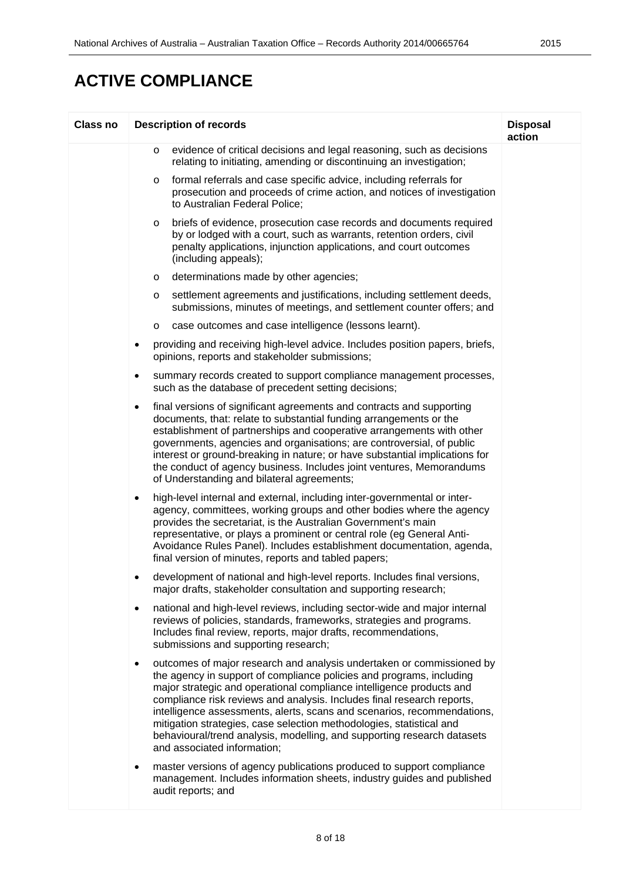# ACTIVE COMPLIANCE

| Class no | Description of records | Disposal action |
|---|---|---|
| | ◦ evidence of critical decisions and legal reasoning, such as decisions relating to initiating, amending or discontinuing an investigation;<br>◦ formal referrals and case specific advice, including referrals for prosecution and proceeds of crime action, and notices of investigation to Australian Federal Police;<br>◦ briefs of evidence, prosecution case records and documents required by or lodged with a court, such as warrants, retention orders, civil penalty applications, injunction applications, and court outcomes (including appeals);<br>◦ determinations made by other agencies;<br>◦ settlement agreements and justifications, including settlement deeds, submissions, minutes of meetings, and settlement counter offers; and<br>◦ case outcomes and case intelligence (lessons learnt).<br>• providing and receiving high-level advice. Includes position papers, briefs, opinions, reports and stakeholder submissions;<br>• summary records created to support compliance management processes, such as the database of precedent setting decisions;<br>• final versions of significant agreements and contracts and supporting documents, that: relate to substantial funding arrangements or the establishment of partnerships and cooperative arrangements with other governments, agencies and organisations; are controversial, of public interest or ground-breaking in nature; or have substantial implications for the conduct of agency business. Includes joint ventures, Memorandums of Understanding and bilateral agreements;<br>• high-level internal and external, including inter-governmental or inter-agency, committees, working groups and other bodies where the agency provides the secretariat, is the Australian Government's main representative, or plays a prominent or central role (eg General Anti-Avoidance Rules Panel). Includes establishment documentation, agenda, final version of minutes, reports and tabled papers;<br>• development of national and high-level reports. Includes final versions, major drafts, stakeholder consultation and supporting research;<br>• national and high-level reviews, including sector-wide and major internal reviews of policies, standards, frameworks, strategies and programs. Includes final review, reports, major drafts, recommendations, submissions and supporting research;<br>• outcomes of major research and analysis undertaken or commissioned by the agency in support of compliance policies and programs, including major strategic and operational compliance intelligence products and compliance risk reviews and analysis. Includes final research reports, intelligence assessments, alerts, scans and scenarios, recommendations, mitigation strategies, case selection methodologies, statistical and behavioural/trend analysis, modelling, and supporting research datasets and associated information;<br>• master versions of agency publications produced to support compliance management. Includes information sheets, industry guides and published audit reports; and | |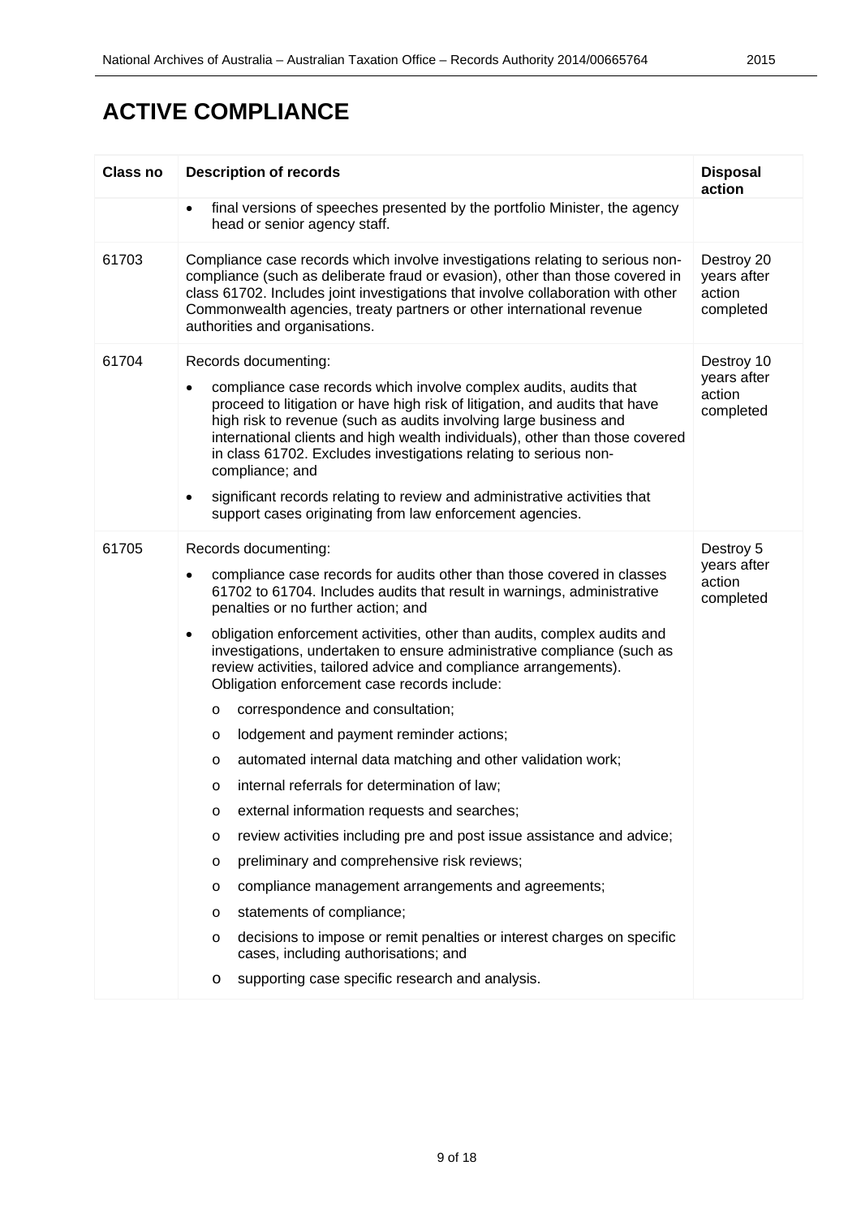# ACTIVE COMPLIANCE

| Class no | Description of records | Disposal action |
|---|---|---|
| | • final versions of speeches presented by the portfolio Minister, the agency head or senior agency staff. | |
| 61703 | Compliance case records which involve investigations relating to serious non-compliance (such as deliberate fraud or evasion), other than those covered in class 61702. Includes joint investigations that involve collaboration with other Commonwealth agencies, treaty partners or other international revenue authorities and organisations. | Destroy 20 years after action completed |
| 61704 | Records documenting:<br>• compliance case records which involve complex audits, audits that proceed to litigation or have high risk of litigation, and audits that have high risk to revenue (such as audits involving large business and international clients and high wealth individuals), other than those covered in class 61702. Excludes investigations relating to serious non-compliance; and<br>• significant records relating to review and administrative activities that support cases originating from law enforcement agencies. | Destroy 10 years after action completed |
| 61705 | Records documenting:<br>• compliance case records for audits other than those covered in classes 61702 to 61704. Includes audits that result in warnings, administrative penalties or no further action; and<br>• obligation enforcement activities, other than audits, complex audits and investigations, undertaken to ensure administrative compliance (such as review activities, tailored advice and compliance arrangements). Obligation enforcement case records include:<br>o correspondence and consultation;<br>o lodgement and payment reminder actions;<br>o automated internal data matching and other validation work;<br>o internal referrals for determination of law;<br>o external information requests and searches;<br>o review activities including pre and post issue assistance and advice;<br>o preliminary and comprehensive risk reviews;<br>o compliance management arrangements and agreements;<br>o statements of compliance;<br>o decisions to impose or remit penalties or interest charges on specific cases, including authorisations; and<br>o supporting case specific research and analysis. | Destroy 5 years after action completed |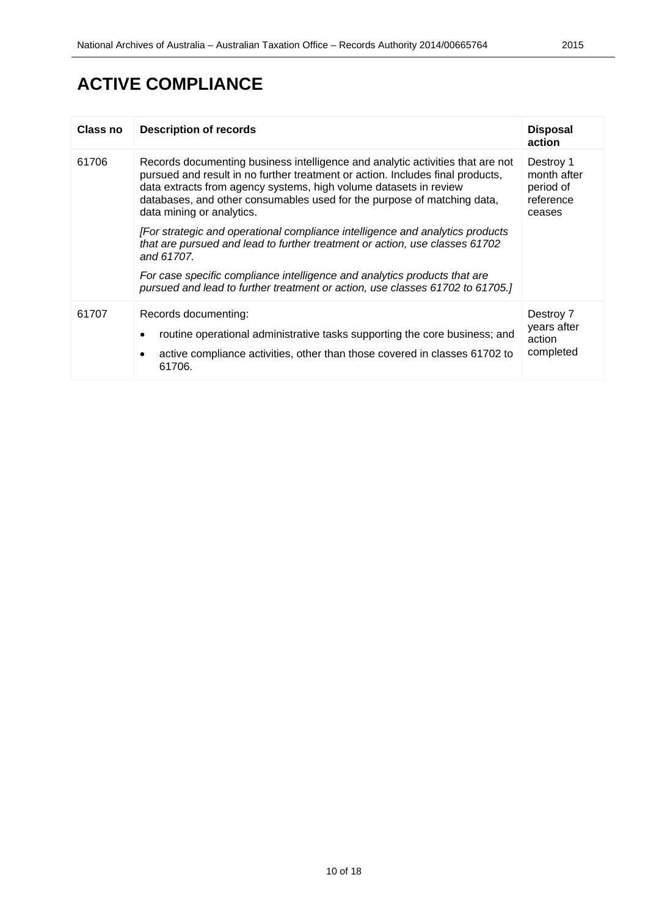# ACTIVE COMPLIANCE

| Class no | Description of records | Disposal action |
|---|---|---|
| 61706 | Records documenting business intelligence and analytic activities that are not pursued and result in no further treatment or action. Includes final products, data extracts from agency systems, high volume datasets in review databases, and other consumables used for the purpose of matching data, data mining or analytics.<br><br>*[For strategic and operational compliance intelligence and analytics products that are pursued and lead to further treatment or action, use classes 61702 and 61707.*<br><br>*For case specific compliance intelligence and analytics products that are pursued and lead to further treatment or action, use classes 61702 to 61705.]* | Destroy 1 month after period of reference ceases |
| 61707 | Records documenting:<br>• routine operational administrative tasks supporting the core business; and<br>• active compliance activities, other than those covered in classes 61702 to 61706. | Destroy 7 years after action completed |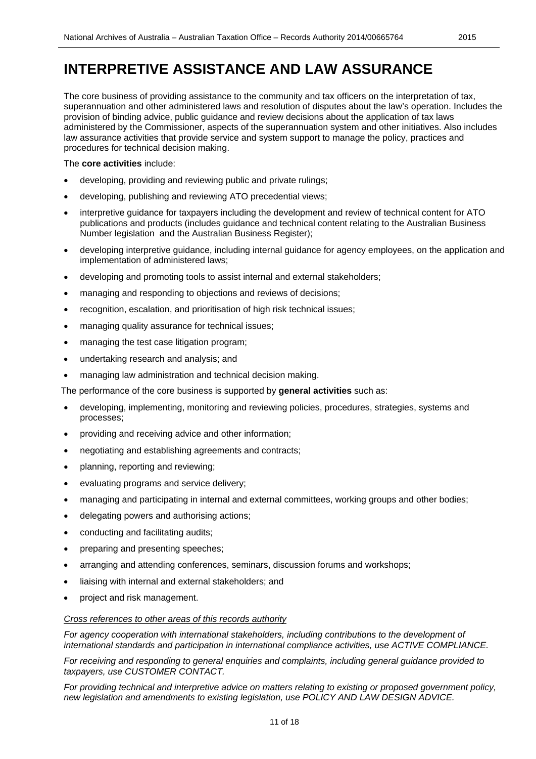# INTERPRETIVE ASSISTANCE AND LAW ASSURANCE

The core business of providing assistance to the community and tax officers on the interpretation of tax, superannuation and other administered laws and resolution of disputes about the law's operation. Includes the provision of binding advice, public guidance and review decisions about the application of tax laws administered by the Commissioner, aspects of the superannuation system and other initiatives. Also includes law assurance activities that provide service and system support to manage the policy, practices and procedures for technical decision making.

The **core activities** include:

- developing, providing and reviewing public and private rulings;
- developing, publishing and reviewing ATO precedential views;
- interpretive guidance for taxpayers including the development and review of technical content for ATO publications and products (includes guidance and technical content relating to the Australian Business Number legislation and the Australian Business Register);
- developing interpretive guidance, including internal guidance for agency employees, on the application and implementation of administered laws;
- developing and promoting tools to assist internal and external stakeholders;
- managing and responding to objections and reviews of decisions;
- recognition, escalation, and prioritisation of high risk technical issues;
- managing quality assurance for technical issues;
- managing the test case litigation program;
- undertaking research and analysis; and
- managing law administration and technical decision making.

The performance of the core business is supported by **general activities** such as:

- developing, implementing, monitoring and reviewing policies, procedures, strategies, systems and processes;
- providing and receiving advice and other information;
- negotiating and establishing agreements and contracts;
- planning, reporting and reviewing;
- evaluating programs and service delivery;
- managing and participating in internal and external committees, working groups and other bodies;
- delegating powers and authorising actions;
- conducting and facilitating audits;
- preparing and presenting speeches;
- arranging and attending conferences, seminars, discussion forums and workshops;
- liaising with internal and external stakeholders; and
- project and risk management.

*Cross references to other areas of this records authority*

*For agency cooperation with international stakeholders, including contributions to the development of international standards and participation in international compliance activities, use ACTIVE COMPLIANCE.*

*For receiving and responding to general enquiries and complaints, including general guidance provided to taxpayers, use CUSTOMER CONTACT.*

*For providing technical and interpretive advice on matters relating to existing or proposed government policy, new legislation and amendments to existing legislation, use POLICY AND LAW DESIGN ADVICE.*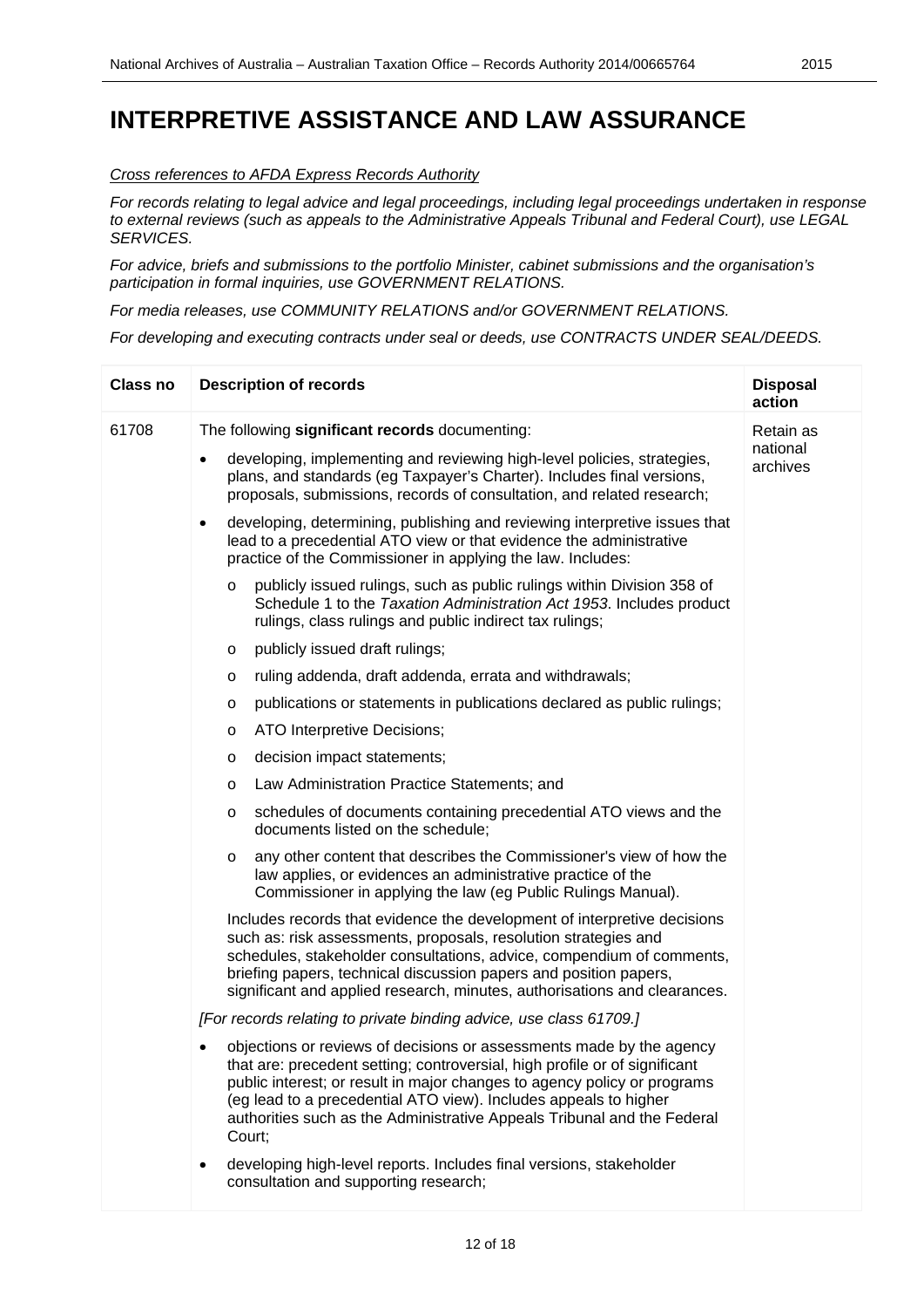# INTERPRETIVE ASSISTANCE AND LAW ASSURANCE

*Cross references to AFDA Express Records Authority*

*For records relating to legal advice and legal proceedings, including legal proceedings undertaken in response to external reviews (such as appeals to the Administrative Appeals Tribunal and Federal Court), use LEGAL SERVICES.*

*For advice, briefs and submissions to the portfolio Minister, cabinet submissions and the organisation's participation in formal inquiries, use GOVERNMENT RELATIONS.*

*For media releases, use COMMUNITY RELATIONS and/or GOVERNMENT RELATIONS.*

*For developing and executing contracts under seal or deeds, use CONTRACTS UNDER SEAL/DEEDS.*

| Class no | Description of records | Disposal action |
|---|---|---|
| 61708 | The following **significant records** documenting:<br>• developing, implementing and reviewing high-level policies, strategies, plans, and standards (eg Taxpayer's Charter). Includes final versions, proposals, submissions, records of consultation, and related research;<br>• developing, determining, publishing and reviewing interpretive issues that lead to a precedential ATO view or that evidence the administrative practice of the Commissioner in applying the law. Includes:<br>&nbsp;&nbsp;o publicly issued rulings, such as public rulings within Division 358 of Schedule 1 to the *Taxation Administration Act 1953*. Includes product rulings, class rulings and public indirect tax rulings;<br>&nbsp;&nbsp;o publicly issued draft rulings;<br>&nbsp;&nbsp;o ruling addenda, draft addenda, errata and withdrawals;<br>&nbsp;&nbsp;o publications or statements in publications declared as public rulings;<br>&nbsp;&nbsp;o ATO Interpretive Decisions;<br>&nbsp;&nbsp;o decision impact statements;<br>&nbsp;&nbsp;o Law Administration Practice Statements; and<br>&nbsp;&nbsp;o schedules of documents containing precedential ATO views and the documents listed on the schedule;<br>&nbsp;&nbsp;o any other content that describes the Commissioner's view of how the law applies, or evidences an administrative practice of the Commissioner in applying the law (eg Public Rulings Manual).<br>Includes records that evidence the development of interpretive decisions such as: risk assessments, proposals, resolution strategies and schedules, stakeholder consultations, advice, compendium of comments, briefing papers, technical discussion papers and position papers, significant and applied research, minutes, authorisations and clearances.<br>*[For records relating to private binding advice, use class 61709.]*<br>• objections or reviews of decisions or assessments made by the agency that are: precedent setting; controversial, high profile or of significant public interest; or result in major changes to agency policy or programs (eg lead to a precedential ATO view). Includes appeals to higher authorities such as the Administrative Appeals Tribunal and the Federal Court;<br>• developing high-level reports. Includes final versions, stakeholder consultation and supporting research; | Retain as national archives |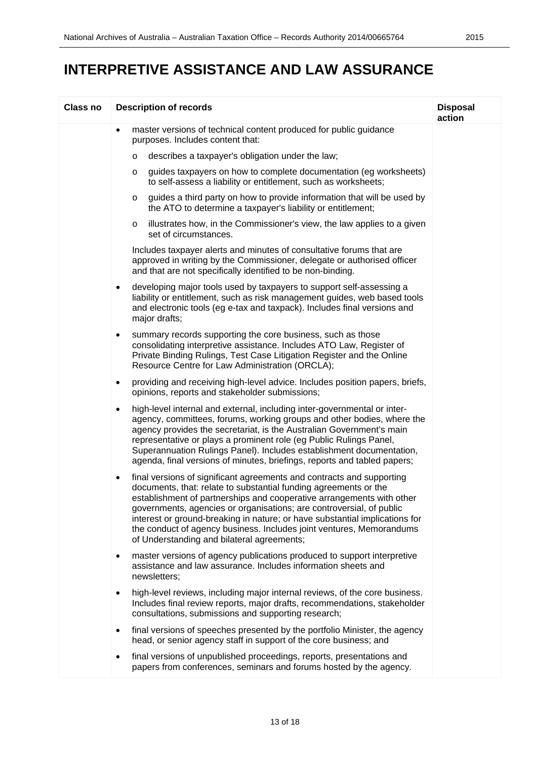# INTERPRETIVE ASSISTANCE AND LAW ASSURANCE

| Class no | Description of records | Disposal action |
|---|---|---|
| | • master versions of technical content produced for public guidance purposes. Includes content that:<br>o describes a taxpayer's obligation under the law;<br>o guides taxpayers on how to complete documentation (eg worksheets) to self-assess a liability or entitlement, such as worksheets;<br>o guides a third party on how to provide information that will be used by the ATO to determine a taxpayer's liability or entitlement;<br>o illustrates how, in the Commissioner's view, the law applies to a given set of circumstances.<br>Includes taxpayer alerts and minutes of consultative forums that are approved in writing by the Commissioner, delegate or authorised officer and that are not specifically identified to be non-binding.<br>• developing major tools used by taxpayers to support self-assessing a liability or entitlement, such as risk management guides, web based tools and electronic tools (eg e-tax and taxpack). Includes final versions and major drafts;<br>• summary records supporting the core business, such as those consolidating interpretive assistance. Includes ATO Law, Register of Private Binding Rulings, Test Case Litigation Register and the Online Resource Centre for Law Administration (ORCLA);<br>• providing and receiving high-level advice. Includes position papers, briefs, opinions, reports and stakeholder submissions;<br>• high-level internal and external, including inter-governmental or inter-agency, committees, forums, working groups and other bodies, where the agency provides the secretariat, is the Australian Government's main representative or plays a prominent role (eg Public Rulings Panel, Superannuation Rulings Panel). Includes establishment documentation, agenda, final versions of minutes, briefings, reports and tabled papers;<br>• final versions of significant agreements and contracts and supporting documents, that: relate to substantial funding agreements or the establishment of partnerships and cooperative arrangements with other governments, agencies or organisations; are controversial, of public interest or ground-breaking in nature; or have substantial implications for the conduct of agency business. Includes joint ventures, Memorandums of Understanding and bilateral agreements;<br>• master versions of agency publications produced to support interpretive assistance and law assurance. Includes information sheets and newsletters;<br>• high-level reviews, including major internal reviews, of the core business. Includes final review reports, major drafts, recommendations, stakeholder consultations, submissions and supporting research;<br>• final versions of speeches presented by the portfolio Minister, the agency head, or senior agency staff in support of the core business; and<br>• final versions of unpublished proceedings, reports, presentations and papers from conferences, seminars and forums hosted by the agency. | |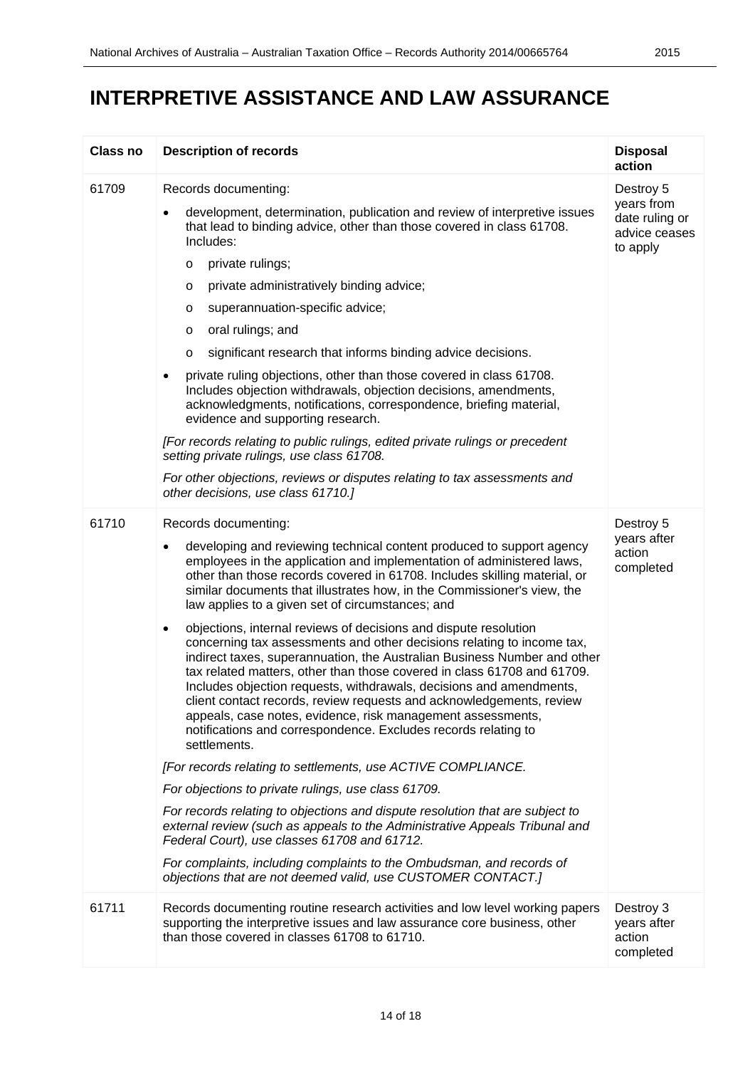# INTERPRETIVE ASSISTANCE AND LAW ASSURANCE

| Class no | Description of records | Disposal action |
|---|---|---|
| 61709 | Records documenting:<br>• development, determination, publication and review of interpretive issues that lead to binding advice, other than those covered in class 61708. Includes:<br>  o private rulings;<br>  o private administratively binding advice;<br>  o superannuation-specific advice;<br>  o oral rulings; and<br>  o significant research that informs binding advice decisions.<br>• private ruling objections, other than those covered in class 61708. Includes objection withdrawals, objection decisions, amendments, acknowledgments, notifications, correspondence, briefing material, evidence and supporting research.<br>*[For records relating to public rulings, edited private rulings or precedent setting private rulings, use class 61708.*<br>*For other objections, reviews or disputes relating to tax assessments and other decisions, use class 61710.]* | Destroy 5 years from date ruling or advice ceases to apply |
| 61710 | Records documenting:<br>• developing and reviewing technical content produced to support agency employees in the application and implementation of administered laws, other than those records covered in 61708. Includes skilling material, or similar documents that illustrates how, in the Commissioner's view, the law applies to a given set of circumstances; and<br>• objections, internal reviews of decisions and dispute resolution concerning tax assessments and other decisions relating to income tax, indirect taxes, superannuation, the Australian Business Number and other tax related matters, other than those covered in class 61708 and 61709. Includes objection requests, withdrawals, decisions and amendments, client contact records, review requests and acknowledgements, review appeals, case notes, evidence, risk management assessments, notifications and correspondence. Excludes records relating to settlements.<br>*[For records relating to settlements, use ACTIVE COMPLIANCE.*<br>*For objections to private rulings, use class 61709.*<br>*For records relating to objections and dispute resolution that are subject to external review (such as appeals to the Administrative Appeals Tribunal and Federal Court), use classes 61708 and 61712.*<br>*For complaints, including complaints to the Ombudsman, and records of objections that are not deemed valid, use CUSTOMER CONTACT.]* | Destroy 5 years after action completed |
| 61711 | Records documenting routine research activities and low level working papers supporting the interpretive issues and law assurance core business, other than those covered in classes 61708 to 61710. | Destroy 3 years after action completed |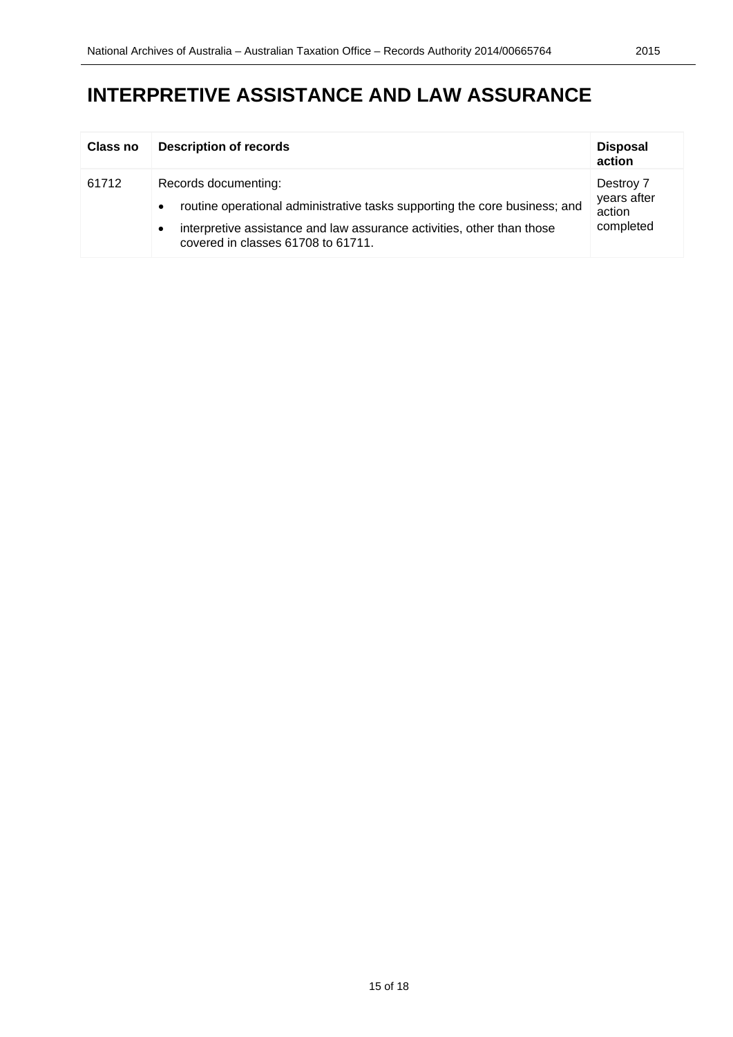# INTERPRETIVE ASSISTANCE AND LAW ASSURANCE

| Class no | Description of records | Disposal action |
|---|---|---|
| 61712 | Records documenting:<br>• routine operational administrative tasks supporting the core business; and<br>• interpretive assistance and law assurance activities, other than those covered in classes 61708 to 61711. | Destroy 7 years after action completed |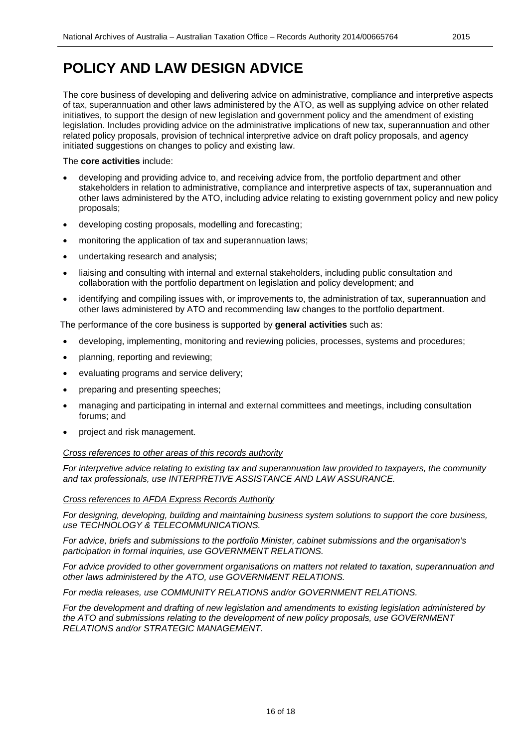# POLICY AND LAW DESIGN ADVICE

The core business of developing and delivering advice on administrative, compliance and interpretive aspects of tax, superannuation and other laws administered by the ATO, as well as supplying advice on other related initiatives, to support the design of new legislation and government policy and the amendment of existing legislation. Includes providing advice on the administrative implications of new tax, superannuation and other related policy proposals, provision of technical interpretive advice on draft policy proposals, and agency initiated suggestions on changes to policy and existing law.

The **core activities** include:

- developing and providing advice to, and receiving advice from, the portfolio department and other stakeholders in relation to administrative, compliance and interpretive aspects of tax, superannuation and other laws administered by the ATO, including advice relating to existing government policy and new policy proposals;
- developing costing proposals, modelling and forecasting;
- monitoring the application of tax and superannuation laws;
- undertaking research and analysis;
- liaising and consulting with internal and external stakeholders, including public consultation and collaboration with the portfolio department on legislation and policy development; and
- identifying and compiling issues with, or improvements to, the administration of tax, superannuation and other laws administered by ATO and recommending law changes to the portfolio department.

The performance of the core business is supported by **general activities** such as:

- developing, implementing, monitoring and reviewing policies, processes, systems and procedures;
- planning, reporting and reviewing;
- evaluating programs and service delivery;
- preparing and presenting speeches;
- managing and participating in internal and external committees and meetings, including consultation forums; and
- project and risk management.

*Cross references to other areas of this records authority*

*For interpretive advice relating to existing tax and superannuation law provided to taxpayers, the community and tax professionals, use INTERPRETIVE ASSISTANCE AND LAW ASSURANCE.*

*Cross references to AFDA Express Records Authority*

*For designing, developing, building and maintaining business system solutions to support the core business, use TECHNOLOGY & TELECOMMUNICATIONS.*

*For advice, briefs and submissions to the portfolio Minister, cabinet submissions and the organisation's participation in formal inquiries, use GOVERNMENT RELATIONS.*

*For advice provided to other government organisations on matters not related to taxation, superannuation and other laws administered by the ATO, use GOVERNMENT RELATIONS.*

*For media releases, use COMMUNITY RELATIONS and/or GOVERNMENT RELATIONS.*

*For the development and drafting of new legislation and amendments to existing legislation administered by the ATO and submissions relating to the development of new policy proposals, use GOVERNMENT RELATIONS and/or STRATEGIC MANAGEMENT.*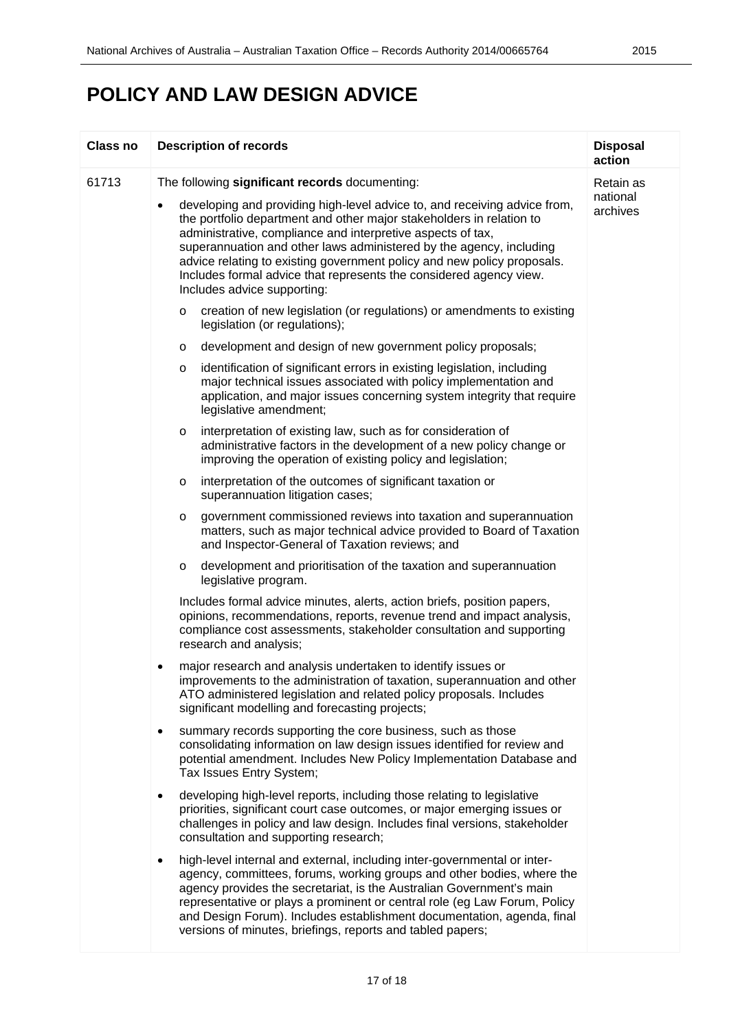# POLICY AND LAW DESIGN ADVICE

| Class no | Description of records | Disposal action |
|---|---|---|
| 61713 | The following **significant records** documenting:<br><br>• developing and providing high-level advice to, and receiving advice from, the portfolio department and other major stakeholders in relation to administrative, compliance and interpretive aspects of tax, superannuation and other laws administered by the agency, including advice relating to existing government policy and new policy proposals. Includes formal advice that represents the considered agency view. Includes advice supporting:<br>  o creation of new legislation (or regulations) or amendments to existing legislation (or regulations);<br>  o development and design of new government policy proposals;<br>  o identification of significant errors in existing legislation, including major technical issues associated with policy implementation and application, and major issues concerning system integrity that require legislative amendment;<br>  o interpretation of existing law, such as for consideration of administrative factors in the development of a new policy change or improving the operation of existing policy and legislation;<br>  o interpretation of the outcomes of significant taxation or superannuation litigation cases;<br>  o government commissioned reviews into taxation and superannuation matters, such as major technical advice provided to Board of Taxation and Inspector-General of Taxation reviews; and<br>  o development and prioritisation of the taxation and superannuation legislative program.<br><br>Includes formal advice minutes, alerts, action briefs, position papers, opinions, recommendations, reports, revenue trend and impact analysis, compliance cost assessments, stakeholder consultation and supporting research and analysis;<br><br>• major research and analysis undertaken to identify issues or improvements to the administration of taxation, superannuation and other ATO administered legislation and related policy proposals. Includes significant modelling and forecasting projects;<br><br>• summary records supporting the core business, such as those consolidating information on law design issues identified for review and potential amendment. Includes New Policy Implementation Database and Tax Issues Entry System;<br><br>• developing high-level reports, including those relating to legislative priorities, significant court case outcomes, or major emerging issues or challenges in policy and law design. Includes final versions, stakeholder consultation and supporting research;<br><br>• high-level internal and external, including inter-governmental or inter-agency, committees, forums, working groups and other bodies, where the agency provides the secretariat, is the Australian Government's main representative or plays a prominent or central role (eg Law Forum, Policy and Design Forum). Includes establishment documentation, agenda, final versions of minutes, briefings, reports and tabled papers; | Retain as national archives |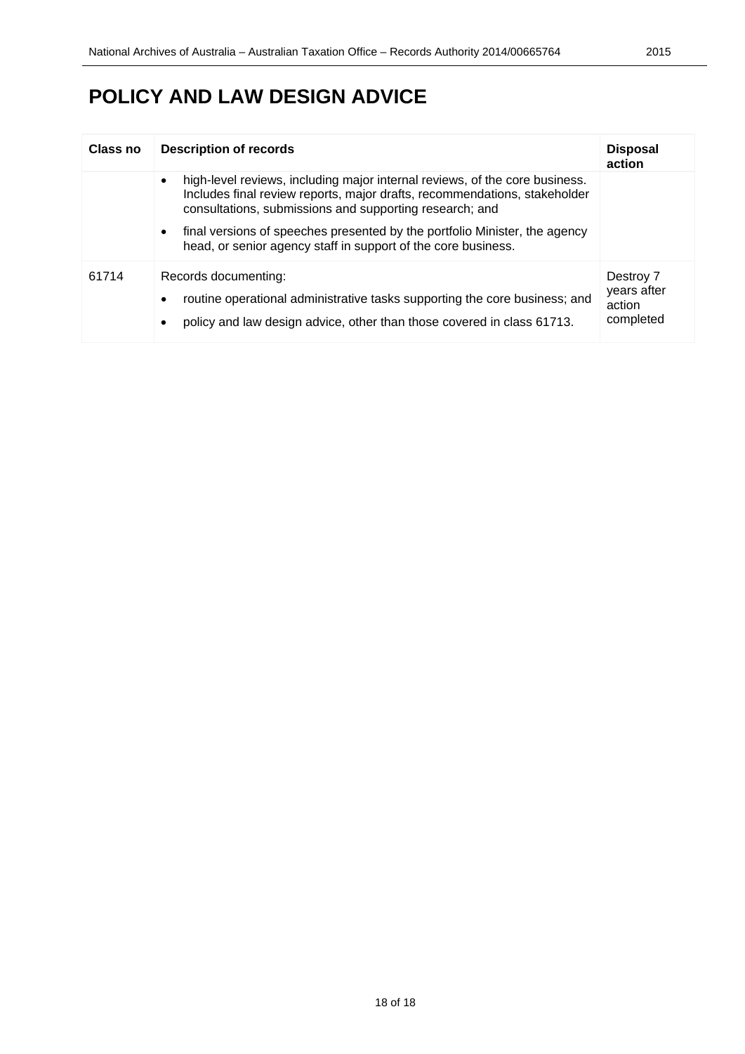# POLICY AND LAW DESIGN ADVICE

| Class no | Description of records | Disposal action |
|---|---|---|
| | • high-level reviews, including major internal reviews, of the core business. Includes final review reports, major drafts, recommendations, stakeholder consultations, submissions and supporting research; and<br>• final versions of speeches presented by the portfolio Minister, the agency head, or senior agency staff in support of the core business. | |
| 61714 | Records documenting:<br>• routine operational administrative tasks supporting the core business; and<br>• policy and law design advice, other than those covered in class 61713. | Destroy 7 years after action completed |